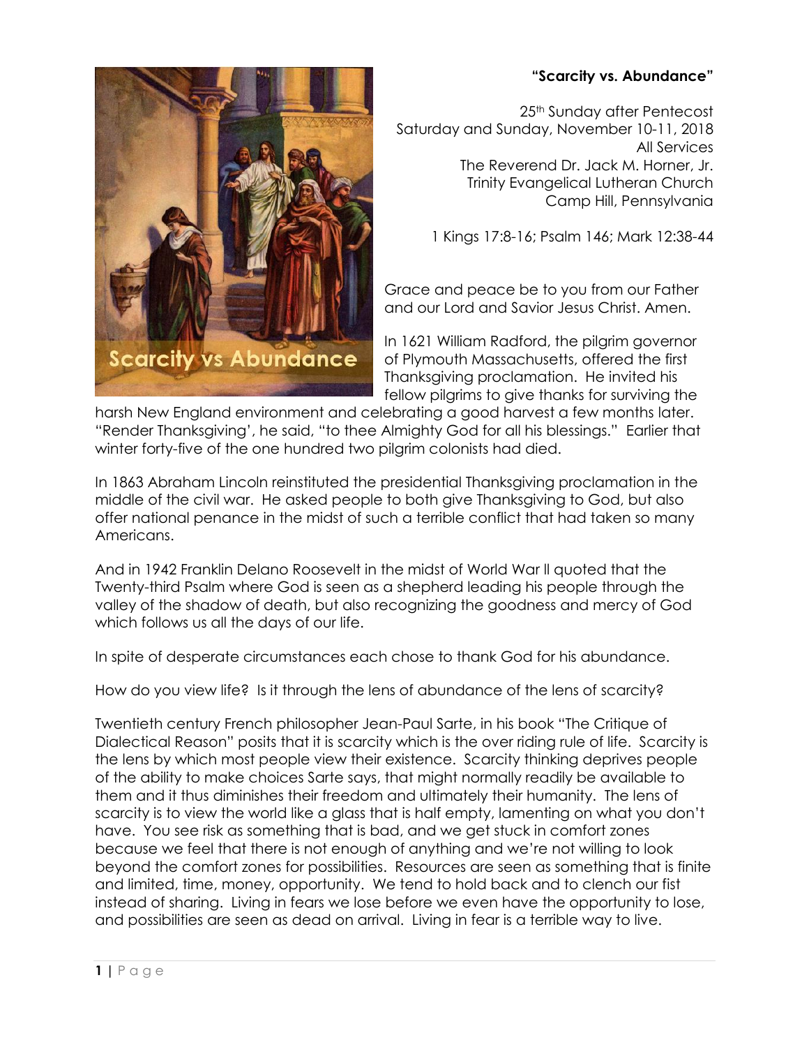# "Scarcity vs. Abundance"

25th Sunday after Pentecost
Saturday and Sunday, November 10-11, 2018
All Services
The Reverend Dr. Jack M. Horner, Jr.
Trinity Evangelical Lutheran Church
Camp Hill, Pennsylvania

1 Kings 17:8-16; Psalm 146; Mark 12:38-44

Grace and peace be to you from our Father and our Lord and Savior Jesus Christ. Amen.

In 1621 William Radford, the pilgrim governor of Plymouth Massachusetts, offered the first Thanksgiving proclamation. He invited his fellow pilgrims to give thanks for surviving the harsh New England environment and celebrating a good harvest a few months later. "Render Thanksgiving', he said, "to thee Almighty God for all his blessings." Earlier that winter forty-five of the one hundred two pilgrim colonists had died.

In 1863 Abraham Lincoln reinstituted the presidential Thanksgiving proclamation in the middle of the civil war. He asked people to both give Thanksgiving to God, but also offer national penance in the midst of such a terrible conflict that had taken so many Americans.

And in 1942 Franklin Delano Roosevelt in the midst of World War ll quoted that the Twenty-third Psalm where God is seen as a shepherd leading his people through the valley of the shadow of death, but also recognizing the goodness and mercy of God which follows us all the days of our life.

In spite of desperate circumstances each chose to thank God for his abundance.

How do you view life? Is it through the lens of abundance of the lens of scarcity?

Twentieth century French philosopher Jean-Paul Sarte, in his book "The Critique of Dialectical Reason" posits that it is scarcity which is the over riding rule of life. Scarcity is the lens by which most people view their existence. Scarcity thinking deprives people of the ability to make choices Sarte says, that might normally readily be available to them and it thus diminishes their freedom and ultimately their humanity. The lens of scarcity is to view the world like a glass that is half empty, lamenting on what you don't have. You see risk as something that is bad, and we get stuck in comfort zones because we feel that there is not enough of anything and we're not willing to look beyond the comfort zones for possibilities. Resources are seen as something that is finite and limited, time, money, opportunity. We tend to hold back and to clench our fist instead of sharing. Living in fears we lose before we even have the opportunity to lose, and possibilities are seen as dead on arrival. Living in fear is a terrible way to live.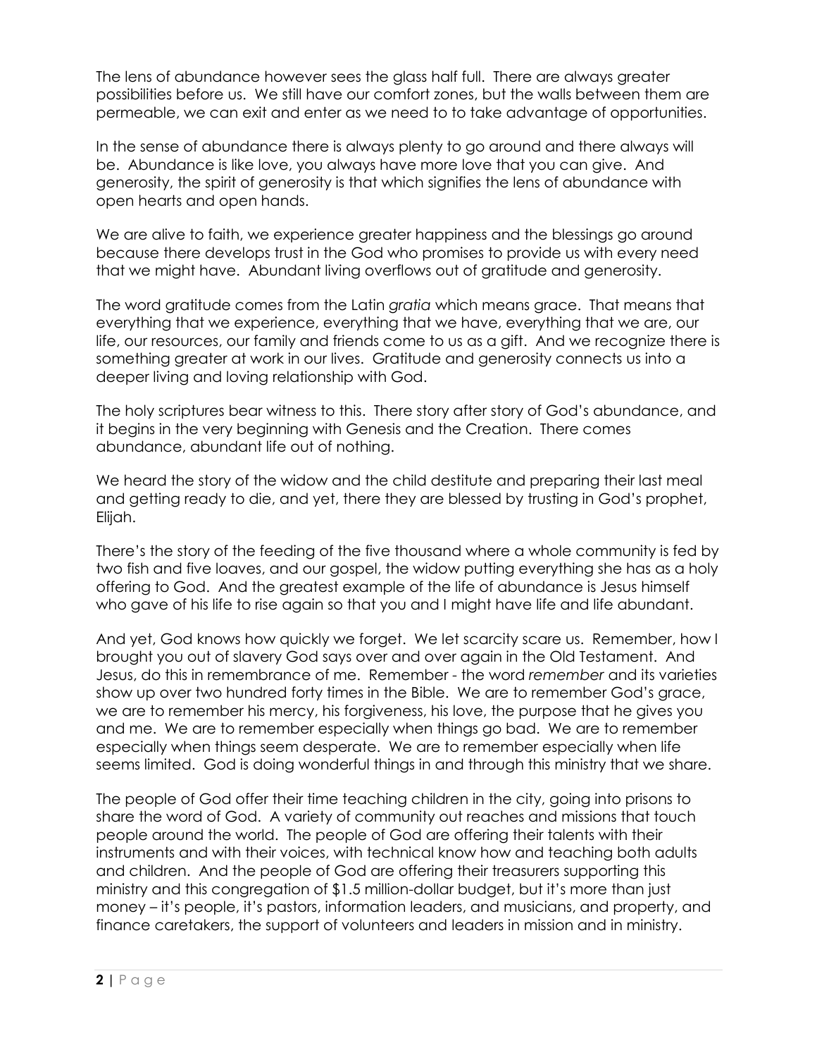The lens of abundance however sees the glass half full. There are always greater possibilities before us. We still have our comfort zones, but the walls between them are permeable, we can exit and enter as we need to to take advantage of opportunities.

In the sense of abundance there is always plenty to go around and there always will be. Abundance is like love, you always have more love that you can give. And generosity, the spirit of generosity is that which signifies the lens of abundance with open hearts and open hands.

We are alive to faith, we experience greater happiness and the blessings go around because there develops trust in the God who promises to provide us with every need that we might have. Abundant living overflows out of gratitude and generosity.

The word gratitude comes from the Latin *gratia* which means grace. That means that everything that we experience, everything that we have, everything that we are, our life, our resources, our family and friends come to us as a gift. And we recognize there is something greater at work in our lives. Gratitude and generosity connects us into a deeper living and loving relationship with God.

The holy scriptures bear witness to this. There story after story of God's abundance, and it begins in the very beginning with Genesis and the Creation. There comes abundance, abundant life out of nothing.

We heard the story of the widow and the child destitute and preparing their last meal and getting ready to die, and yet, there they are blessed by trusting in God's prophet, Elijah.

There's the story of the feeding of the five thousand where a whole community is fed by two fish and five loaves, and our gospel, the widow putting everything she has as a holy offering to God. And the greatest example of the life of abundance is Jesus himself who gave of his life to rise again so that you and I might have life and life abundant.

And yet, God knows how quickly we forget. We let scarcity scare us. Remember, how I brought you out of slavery God says over and over again in the Old Testament. And Jesus, do this in remembrance of me. Remember - the word *remember* and its varieties show up over two hundred forty times in the Bible. We are to remember God's grace, we are to remember his mercy, his forgiveness, his love, the purpose that he gives you and me. We are to remember especially when things go bad. We are to remember especially when things seem desperate. We are to remember especially when life seems limited. God is doing wonderful things in and through this ministry that we share.

The people of God offer their time teaching children in the city, going into prisons to share the word of God. A variety of community out reaches and missions that touch people around the world. The people of God are offering their talents with their instruments and with their voices, with technical know how and teaching both adults and children. And the people of God are offering their treasurers supporting this ministry and this congregation of $1.5 million-dollar budget, but it's more than just money – it's people, it's pastors, information leaders, and musicians, and property, and finance caretakers, the support of volunteers and leaders in mission and in ministry.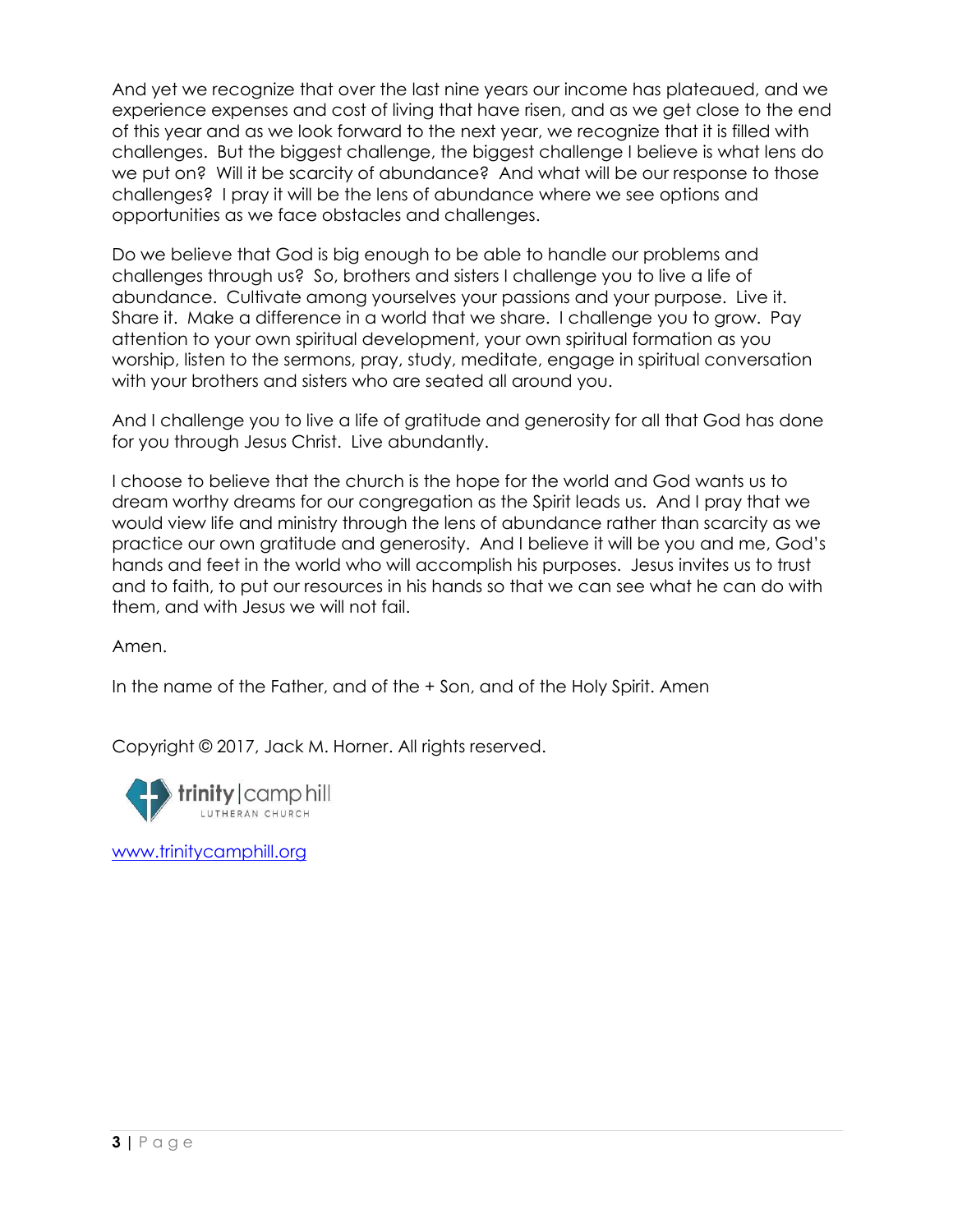And yet we recognize that over the last nine years our income has plateaued, and we experience expenses and cost of living that have risen, and as we get close to the end of this year and as we look forward to the next year, we recognize that it is filled with challenges. But the biggest challenge, the biggest challenge I believe is what lens do we put on? Will it be scarcity of abundance? And what will be our response to those challenges? I pray it will be the lens of abundance where we see options and opportunities as we face obstacles and challenges.

Do we believe that God is big enough to be able to handle our problems and challenges through us? So, brothers and sisters I challenge you to live a life of abundance. Cultivate among yourselves your passions and your purpose. Live it. Share it. Make a difference in a world that we share. I challenge you to grow. Pay attention to your own spiritual development, your own spiritual formation as you worship, listen to the sermons, pray, study, meditate, engage in spiritual conversation with your brothers and sisters who are seated all around you.

And I challenge you to live a life of gratitude and generosity for all that God has done for you through Jesus Christ. Live abundantly.

I choose to believe that the church is the hope for the world and God wants us to dream worthy dreams for our congregation as the Spirit leads us. And I pray that we would view life and ministry through the lens of abundance rather than scarcity as we practice our own gratitude and generosity. And I believe it will be you and me, God's hands and feet in the world who will accomplish his purposes. Jesus invites us to trust and to faith, to put our resources in his hands so that we can see what he can do with them, and with Jesus we will not fail.

Amen.

In the name of the Father, and of the + Son, and of the Holy Spirit. Amen

Copyright © 2017, Jack M. Horner. All rights reserved.

trinity | camp hill
LUTHERAN CHURCH

www.trinitycamphill.org